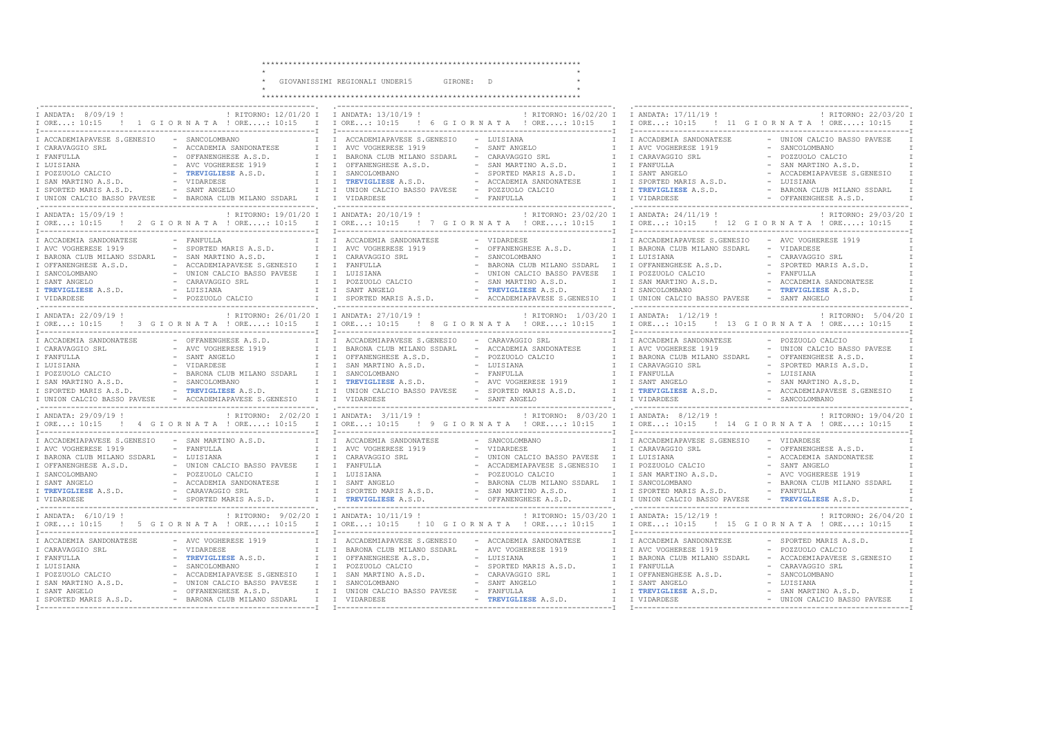# GIOVANISSIMI REGIONALI UNDER15 GIRONE: D

## 1 GIORNATA

ANDATA: 8/09/19 ! ORE...: 10:15 — RITORNO: 12/01/20 ! ORE....: 10:15

| Casa | Ospite |
|---|---|
| ACCADEMIAPAVESE S.GENESIO | SANCOLOMBANO |
| CARAVAGGIO SRL | ACCADEMIA SANDONATESE |
| FANFULLA | OFFANENGHESE A.S.D. |
| LUISIANA | AVC VOGHERESE 1919 |
| POZZUOLO CALCIO | **TREVIGLIESE** A.S.D. |
| SAN MARTINO A.S.D. | VIDARDESE |
| SPORTED MARIS A.S.D. | SANT ANGELO |
| UNION CALCIO BASSO PAVESE | BARONA CLUB MILANO SSDARL |

## 2 GIORNATA

ANDATA: 15/09/19 ! ORE...: 10:15 — RITORNO: 19/01/20 ! ORE....: 10:15

| Casa | Ospite |
|---|---|
| ACCADEMIA SANDONATESE | FANFULLA |
| AVC VOGHERESE 1919 | SPORTED MARIS A.S.D. |
| BARONA CLUB MILANO SSDARL | SAN MARTINO A.S.D. |
| OFFANENGHESE A.S.D. | ACCADEMIAPAVESE S.GENESIO |
| SANCOLOMBANO | UNION CALCIO BASSO PAVESE |
| SANT ANGELO | CARAVAGGIO SRL |
| **TREVIGLIESE** A.S.D. | LUISIANA |
| VIDARDESE | POZZUOLO CALCIO |

## 3 GIORNATA

ANDATA: 22/09/19 ! ORE...: 10:15 — RITORNO: 26/01/20 ! ORE....: 10:15

| Casa | Ospite |
|---|---|
| ACCADEMIA SANDONATESE | OFFANENGHESE A.S.D. |
| CARAVAGGIO SRL | AVC VOGHERESE 1919 |
| FANFULLA | SANT ANGELO |
| LUISIANA | VIDARDESE |
| POZZUOLO CALCIO | BARONA CLUB MILANO SSDARL |
| SAN MARTINO A.S.D. | SANCOLOMBANO |
| SPORTED MARIS A.S.D. | **TREVIGLIESE** A.S.D. |
| UNION CALCIO BASSO PAVESE | ACCADEMIAPAVESE S.GENESIO |

## 4 GIORNATA

ANDATA: 29/09/19 ! ORE...: 10:15 — RITORNO: 2/02/20 ! ORE....: 10:15

| Casa | Ospite |
|---|---|
| ACCADEMIAPAVESE S.GENESIO | SAN MARTINO A.S.D. |
| AVC VOGHERESE 1919 | FANFULLA |
| BARONA CLUB MILANO SSDARL | LUISIANA |
| OFFANENGHESE A.S.D. | UNION CALCIO BASSO PAVESE |
| SANCOLOMBANO | POZZUOLO CALCIO |
| SANT ANGELO | ACCADEMIA SANDONATESE |
| **TREVIGLIESE** A.S.D. | CARAVAGGIO SRL |
| VIDARDESE | SPORTED MARIS A.S.D. |

## 5 GIORNATA

ANDATA: 6/10/19 ! ORE...: 10:15 — RITORNO: 9/02/20 ! ORE....: 10:15

| Casa | Ospite |
|---|---|
| ACCADEMIA SANDONATESE | AVC VOGHERESE 1919 |
| CARAVAGGIO SRL | VIDARDESE |
| FANFULLA | **TREVIGLIESE** A.S.D. |
| LUISIANA | SANCOLOMBANO |
| POZZUOLO CALCIO | ACCADEMIAPAVESE S.GENESIO |
| SAN MARTINO A.S.D. | UNION CALCIO BASSO PAVESE |
| SANT ANGELO | OFFANENGHESE A.S.D. |
| SPORTED MARIS A.S.D. | BARONA CLUB MILANO SSDARL |

## 6 GIORNATA

ANDATA: 13/10/19 ! ORE...: 10:15 — RITORNO: 16/02/20 ! ORE....: 10:15

| Casa | Ospite |
|---|---|
| ACCADEMIAPAVESE S.GENESIO | LUISIANA |
| AVC VOGHERESE 1919 | SANT ANGELO |
| BARONA CLUB MILANO SSDARL | CARAVAGGIO SRL |
| OFFANENGHESE A.S.D. | SAN MARTINO A.S.D. |
| SANCOLOMBANO | SPORTED MARIS A.S.D. |
| **TREVIGLIESE** A.S.D. | ACCADEMIA SANDONATESE |
| UNION CALCIO BASSO PAVESE | POZZUOLO CALCIO |
| VIDARDESE | FANFULLA |

## 7 GIORNATA

ANDATA: 20/10/19 ! ORE...: 10:15 — RITORNO: 23/02/20 ! ORE....: 10:15

| Casa | Ospite |
|---|---|
| ACCADEMIA SANDONATESE | VIDARDESE |
| AVC VOGHERESE 1919 | OFFANENGHESE A.S.D. |
| CARAVAGGIO SRL | SANCOLOMBANO |
| FANFULLA | BARONA CLUB MILANO SSDARL |
| LUISIANA | UNION CALCIO BASSO PAVESE |
| POZZUOLO CALCIO | SAN MARTINO A.S.D. |
| SANT ANGELO | **TREVIGLIESE** A.S.D. |
| SPORTED MARIS A.S.D. | ACCADEMIAPAVESE S.GENESIO |

## 8 GIORNATA

ANDATA: 27/10/19 ! ORE...: 10:15 — RITORNO: 1/03/20 ! ORE....: 10:15

| Casa | Ospite |
|---|---|
| ACCADEMIAPAVESE S.GENESIO | CARAVAGGIO SRL |
| BARONA CLUB MILANO SSDARL | ACCADEMIA SANDONATESE |
| OFFANENGHESE A.S.D. | POZZUOLO CALCIO |
| SAN MARTINO A.S.D. | LUISIANA |
| SANCOLOMBANO | FANFULLA |
| **TREVIGLIESE** A.S.D. | AVC VOGHERESE 1919 |
| UNION CALCIO BASSO PAVESE | SPORTED MARIS A.S.D. |
| VIDARDESE | SANT ANGELO |

## 9 GIORNATA

ANDATA: 3/11/19 ! ORE...: 10:15 — RITORNO: 8/03/20 ! ORE....: 10:15

| Casa | Ospite |
|---|---|
| ACCADEMIA SANDONATESE | SANCOLOMBANO |
| AVC VOGHERESE 1919 | VIDARDESE |
| CARAVAGGIO SRL | UNION CALCIO BASSO PAVESE |
| FANFULLA | ACCADEMIAPAVESE S.GENESIO |
| LUISIANA | POZZUOLO CALCIO |
| SANT ANGELO | BARONA CLUB MILANO SSDARL |
| SPORTED MARIS A.S.D. | SAN MARTINO A.S.D. |
| **TREVIGLIESE** A.S.D. | OFFANENGHESE A.S.D. |

## 10 GIORNATA

ANDATA: 10/11/19 ! ORE...: 10:15 — RITORNO: 15/03/20 ! ORE....: 10:15

| Casa | Ospite |
|---|---|
| ACCADEMIAPAVESE S.GENESIO | ACCADEMIA SANDONATESE |
| BARONA CLUB MILANO SSDARL | AVC VOGHERESE 1919 |
| OFFANENGHESE A.S.D. | LUISIANA |
| POZZUOLO CALCIO | SPORTED MARIS A.S.D. |
| SAN MARTINO A.S.D. | CARAVAGGIO SRL |
| SANCOLOMBANO | SANT ANGELO |
| UNION CALCIO BASSO PAVESE | FANFULLA |
| VIDARDESE | **TREVIGLIESE** A.S.D. |

## 11 GIORNATA

ANDATA: 17/11/19 ! ORE...: 10:15 — RITORNO: 22/03/20 ! ORE....: 10:15

| Casa | Ospite |
|---|---|
| ACCADEMIA SANDONATESE | UNION CALCIO BASSO PAVESE |
| AVC VOGHERESE 1919 | SANCOLOMBANO |
| CARAVAGGIO SRL | POZZUOLO CALCIO |
| FANFULLA | SAN MARTINO A.S.D. |
| SANT ANGELO | ACCADEMIAPAVESE S.GENESIO |
| SPORTED MARIS A.S.D. | LUISIANA |
| **TREVIGLIESE** A.S.D. | BARONA CLUB MILANO SSDARL |
| VIDARDESE | OFFANENGHESE A.S.D. |

## 12 GIORNATA

ANDATA: 24/11/19 ! ORE...: 10:15 — RITORNO: 29/03/20 ! ORE....: 10:15

| Casa | Ospite |
|---|---|
| ACCADEMIAPAVESE S.GENESIO | AVC VOGHERESE 1919 |
| BARONA CLUB MILANO SSDARL | VIDARDESE |
| LUISIANA | CARAVAGGIO SRL |
| OFFANENGHESE A.S.D. | SPORTED MARIS A.S.D. |
| POZZUOLO CALCIO | FANFULLA |
| SAN MARTINO A.S.D. | ACCADEMIA SANDONATESE |
| SANCOLOMBANO | **TREVIGLIESE** A.S.D. |
| UNION CALCIO BASSO PAVESE | SANT ANGELO |

## 13 GIORNATA

ANDATA: 1/12/19 ! ORE...: 10:15 — RITORNO: 5/04/20 ! ORE....: 10:15

| Casa | Ospite |
|---|---|
| ACCADEMIA SANDONATESE | POZZUOLO CALCIO |
| AVC VOGHERESE 1919 | UNION CALCIO BASSO PAVESE |
| BARONA CLUB MILANO SSDARL | OFFANENGHESE A.S.D. |
| CARAVAGGIO SRL | SPORTED MARIS A.S.D. |
| FANFULLA | LUISIANA |
| SANT ANGELO | SAN MARTINO A.S.D. |
| **TREVIGLIESE** A.S.D. | ACCADEMIAPAVESE S.GENESIO |
| VIDARDESE | SANCOLOMBANO |

## 14 GIORNATA

ANDATA: 8/12/19 ! ORE...: 10:15 — RITORNO: 19/04/20 ! ORE....: 10:15

| Casa | Ospite |
|---|---|
| ACCADEMIAPAVESE S.GENESIO | VIDARDESE |
| CARAVAGGIO SRL | OFFANENGHESE A.S.D. |
| LUISIANA | ACCADEMIA SANDONATESE |
| POZZUOLO CALCIO | SANT ANGELO |
| SAN MARTINO A.S.D. | AVC VOGHERESE 1919 |
| SANCOLOMBANO | BARONA CLUB MILANO SSDARL |
| SPORTED MARIS A.S.D. | FANFULLA |
| UNION CALCIO BASSO PAVESE | **TREVIGLIESE** A.S.D. |

## 15 GIORNATA

ANDATA: 15/12/19 ! ORE...: 10:15 — RITORNO: 26/04/20 ! ORE....: 10:15

| Casa | Ospite |
|---|---|
| ACCADEMIA SANDONATESE | SPORTED MARIS A.S.D. |
| AVC VOGHERESE 1919 | POZZUOLO CALCIO |
| BARONA CLUB MILANO SSDARL | ACCADEMIAPAVESE S.GENESIO |
| FANFULLA | CARAVAGGIO SRL |
| OFFANENGHESE A.S.D. | SANCOLOMBANO |
| SANT ANGELO | LUISIANA |
| **TREVIGLIESE** A.S.D. | SAN MARTINO A.S.D. |
| VIDARDESE | UNION CALCIO BASSO PAVESE |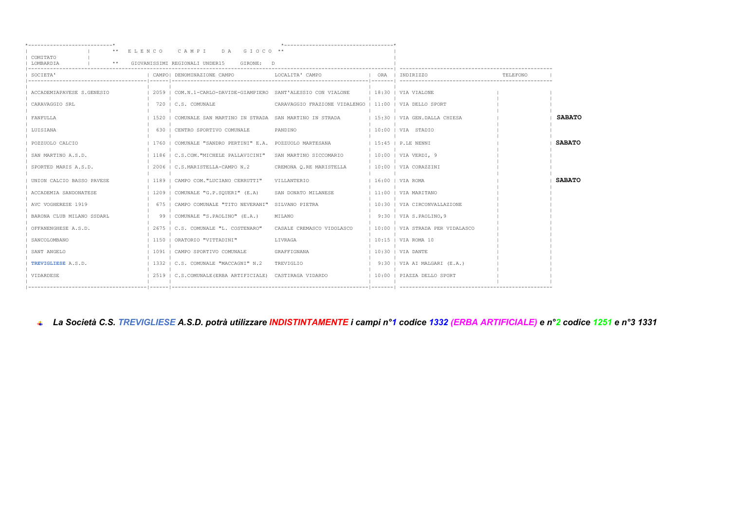** E L E N C O  C A M P I  D A  G I O C O **

COMITATO LOMBARDIA ** GIOVANISSIMI REGIONALI UNDER15 GIRONE: D

| SOCIETA' | CAMPO | DENOMINAZIONE CAMPO | LOCALITA' CAMPO | ORA | INDIRIZZO | TELEFONO | |
|---|---|---|---|---|---|---|---|
| ACCADEMIAPAVESE S.GENESIO | 2059 | COM.N.1-CARLO-DAVIDE-GIAMPIERO | SANT'ALESSIO CON VIALONE | 18:30 | VIA VIALONE | | |
| CARAVAGGIO SRL | 720 | C.S. COMUNALE | CARAVAGGIO FRAZIONE VIDALENGO | 11:00 | VIA DELLO SPORT | | |
| FANFULLA | 1520 | COMUNALE SAN MARTINO IN STRADA | SAN MARTINO IN STRADA | 15:30 | VIA GEN.DALLA CHIESA | | **SABATO** |
| LUISIANA | 630 | CENTRO SPORTIVO COMUNALE | PANDINO | 10:00 | VIA STADIO | | |
| POZZUOLO CALCIO | 1760 | COMUNALE "SANDRO PERTINI" E.A. | POZZUOLO MARTESANA | 15:45 | P.LE NENNI | | **SABATO** |
| SAN MARTINO A.S.D. | 1186 | C.S.COM."MICHELE PALLAVICINI" | SAN MARTINO SICCOMARIO | 10:00 | VIA VERDI, 9 | | |
| SPORTED MARIS A.S.D. | 2006 | C.S.MARISTELLA-CAMPO N.2 | CREMONA Q.RE MARISTELLA | 10:00 | VIA CORAZZINI | | |
| UNION CALCIO BASSO PAVESE | 1189 | CAMPO COM."LUCIANO CERRUTTI" | VILLANTERIO | 16:00 | VIA ROMA | | **SABATO** |
| ACCADEMIA SANDONATESE | 1209 | COMUNALE "G.P.SQUERI" (E.A) | SAN DONATO MILANESE | 11:00 | VIA MARITANO | | |
| AVC VOGHERESE 1919 | 675 | CAMPO COMUNALE "TITO NEVERANI" | SILVANO PIETRA | 10:30 | VIA CIRCONVALLAZIONE | | |
| BARONA CLUB MILANO SSDARL | 99 | COMUNALE "S.PAOLINO" (E.A.) | MILANO | 9:30 | VIA S.PAOLINO,9 | | |
| OFFANENGHESE A.S.D. | 2675 | C.S. COMUNALE "L. COSTENARO" | CASALE CREMASCO VIDOLASCO | 10:00 | VIA STRADA PER VIDALASCO | | |
| SANCOLOMBANO | 1150 | ORATORIO "VITTADINI" | LIVRAGA | 10:15 | VIA ROMA 10 | | |
| SANT ANGELO | 1091 | CAMPO SPORTIVO COMUNALE | GRAFFIGNANA | 10:30 | VIA DANTE | | |
| **TREVIGLIESE** A.S.D. | 1332 | C.S. COMUNALE "MACCAGNI" N.2 | TREVIGLIO | 9:30 | VIA AI MALGARI (E.A.) | | |
| VIDARDESE | 2519 | C.S.COMUNALE(ERBA ARTIFICIALE) | CASTIRAGA VIDARDO | 10:00 | PIAZZA DELLO SPORT | | |

- ***La Società C.S. TREVIGLIESE A.S.D. potrà utilizzare INDISTINTAMENTE i campi n°1 codice 1332 (ERBA ARTIFICIALE) e n°2 codice 1251 e n°3 1331***